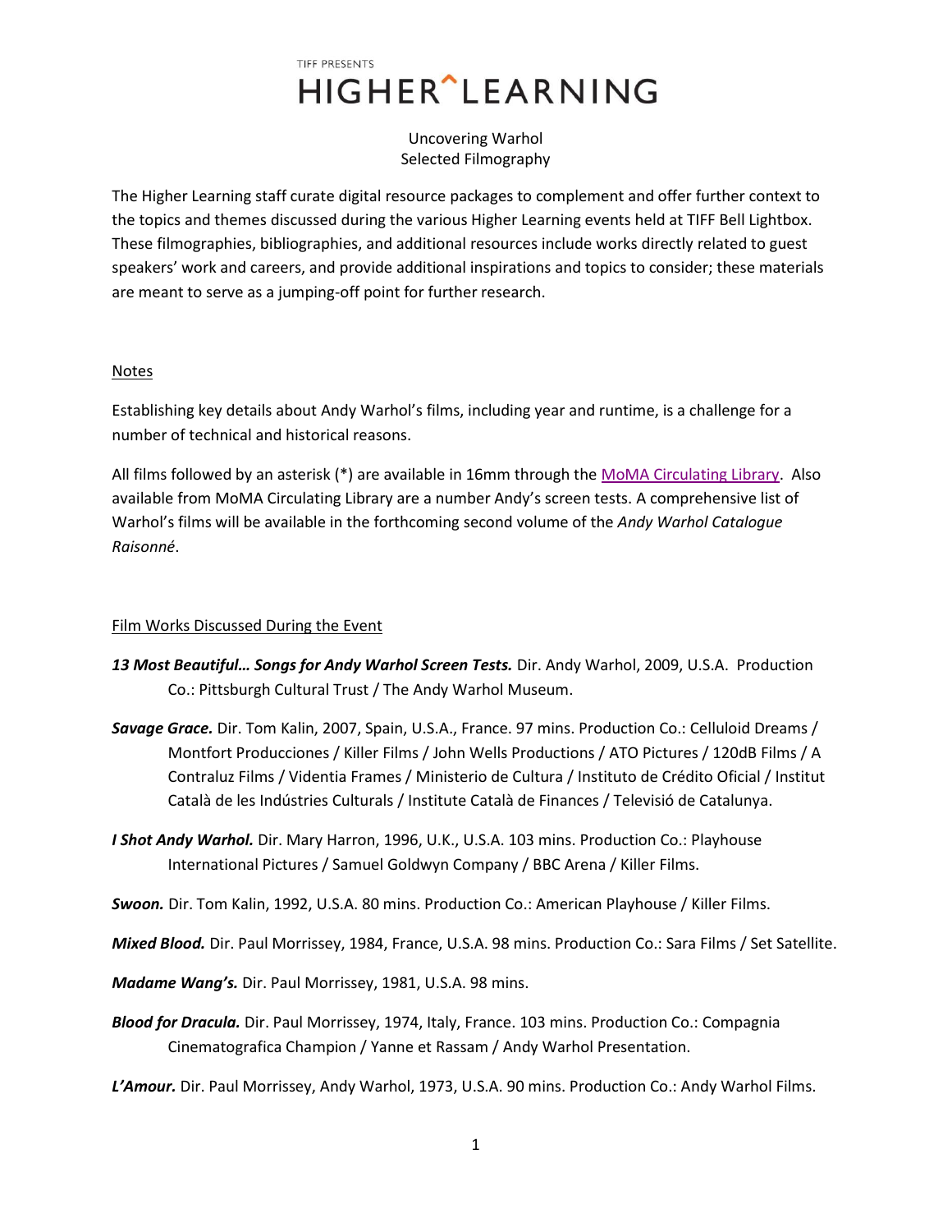TIFF PRESENTS

# HIGHER^LEARNING

Uncovering Warhol
Selected Filmography

The Higher Learning staff curate digital resource packages to complement and offer further context to the topics and themes discussed during the various Higher Learning events held at TIFF Bell Lightbox. These filmographies, bibliographies, and additional resources include works directly related to guest speakers' work and careers, and provide additional inspirations and topics to consider; these materials are meant to serve as a jumping-off point for further research.

## Notes

Establishing key details about Andy Warhol's films, including year and runtime, is a challenge for a number of technical and historical reasons.

All films followed by an asterisk (*) are available in 16mm through the MoMA Circulating Library. Also available from MoMA Circulating Library are a number Andy's screen tests. A comprehensive list of Warhol's films will be available in the forthcoming second volume of the *Andy Warhol Catalogue Raisonné*.

## Film Works Discussed During the Event

***13 Most Beautiful… Songs for Andy Warhol Screen Tests.*** Dir. Andy Warhol, 2009, U.S.A. Production Co.: Pittsburgh Cultural Trust / The Andy Warhol Museum.

***Savage Grace.*** Dir. Tom Kalin, 2007, Spain, U.S.A., France. 97 mins. Production Co.: Celluloid Dreams / Montfort Producciones / Killer Films / John Wells Productions / ATO Pictures / 120dB Films / A Contraluz Films / Videntia Frames / Ministerio de Cultura / Instituto de Crédito Oficial / Institut Català de les Indústries Culturals / Institute Català de Finances / Televisió de Catalunya.

***I Shot Andy Warhol.*** Dir. Mary Harron, 1996, U.K., U.S.A. 103 mins. Production Co.: Playhouse International Pictures / Samuel Goldwyn Company / BBC Arena / Killer Films.

***Swoon.*** Dir. Tom Kalin, 1992, U.S.A. 80 mins. Production Co.: American Playhouse / Killer Films.

***Mixed Blood.*** Dir. Paul Morrissey, 1984, France, U.S.A. 98 mins. Production Co.: Sara Films / Set Satellite.

***Madame Wang's.*** Dir. Paul Morrissey, 1981, U.S.A. 98 mins.

***Blood for Dracula.*** Dir. Paul Morrissey, 1974, Italy, France. 103 mins. Production Co.: Compagnia Cinematografica Champion / Yanne et Rassam / Andy Warhol Presentation.

***L'Amour.*** Dir. Paul Morrissey, Andy Warhol, 1973, U.S.A. 90 mins. Production Co.: Andy Warhol Films.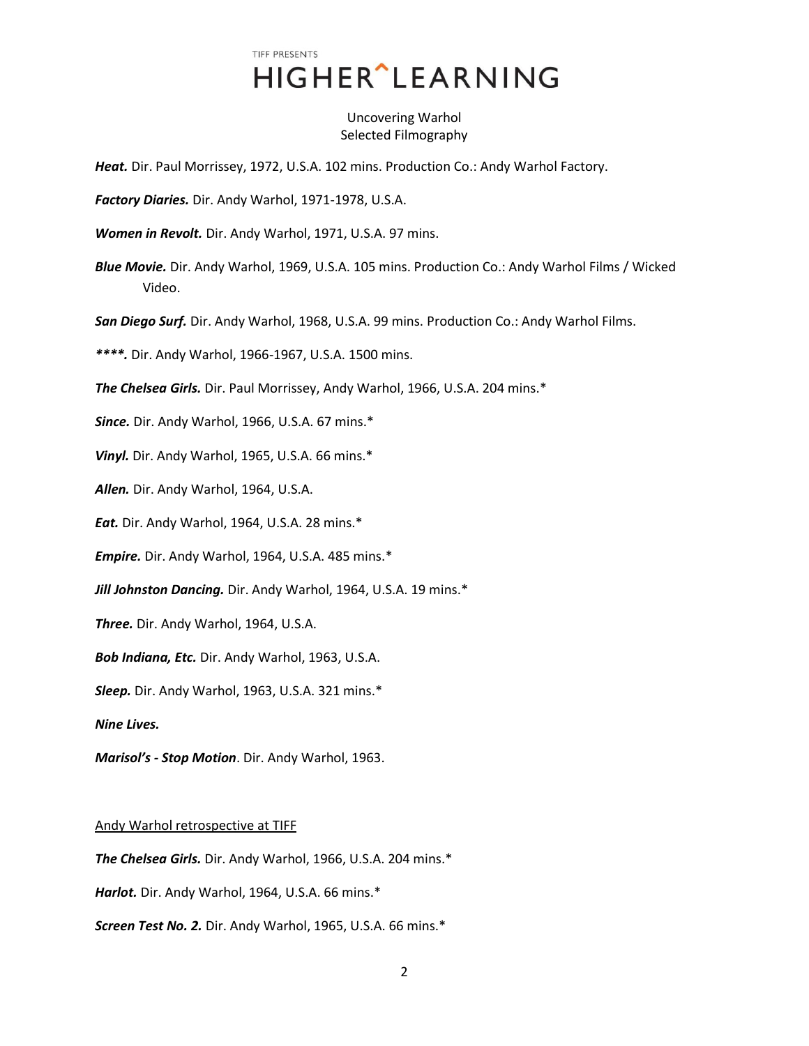TIFF PRESENTS

# HIGHER^LEARNING

Uncovering Warhol
Selected Filmography

***Heat.*** Dir. Paul Morrissey, 1972, U.S.A. 102 mins. Production Co.: Andy Warhol Factory.

***Factory Diaries.*** Dir. Andy Warhol, 1971-1978, U.S.A.

***Women in Revolt.*** Dir. Andy Warhol, 1971, U.S.A. 97 mins.

***Blue Movie.*** Dir. Andy Warhol, 1969, U.S.A. 105 mins. Production Co.: Andy Warhol Films / Wicked Video.

***San Diego Surf.*** Dir. Andy Warhol, 1968, U.S.A. 99 mins. Production Co.: Andy Warhol Films.

***\*\*\*\*.*** Dir. Andy Warhol, 1966-1967, U.S.A. 1500 mins.

***The Chelsea Girls.*** Dir. Paul Morrissey, Andy Warhol, 1966, U.S.A. 204 mins.*

***Since.*** Dir. Andy Warhol, 1966, U.S.A. 67 mins.*

***Vinyl.*** Dir. Andy Warhol, 1965, U.S.A. 66 mins.*

***Allen.*** Dir. Andy Warhol, 1964, U.S.A.

***Eat.*** Dir. Andy Warhol, 1964, U.S.A. 28 mins.*

***Empire.*** Dir. Andy Warhol, 1964, U.S.A. 485 mins.*

***Jill Johnston Dancing.*** Dir. Andy Warhol, 1964, U.S.A. 19 mins.*

***Three.*** Dir. Andy Warhol, 1964, U.S.A.

***Bob Indiana, Etc.*** Dir. Andy Warhol, 1963, U.S.A.

***Sleep.*** Dir. Andy Warhol, 1963, U.S.A. 321 mins.*

***Nine Lives.***

***Marisol's - Stop Motion***. Dir. Andy Warhol, 1963.

<u>Andy Warhol retrospective at TIFF</u>

***The Chelsea Girls.*** Dir. Andy Warhol, 1966, U.S.A. 204 mins.*

***Harlot.*** Dir. Andy Warhol, 1964, U.S.A. 66 mins.*

***Screen Test No. 2.*** Dir. Andy Warhol, 1965, U.S.A. 66 mins.*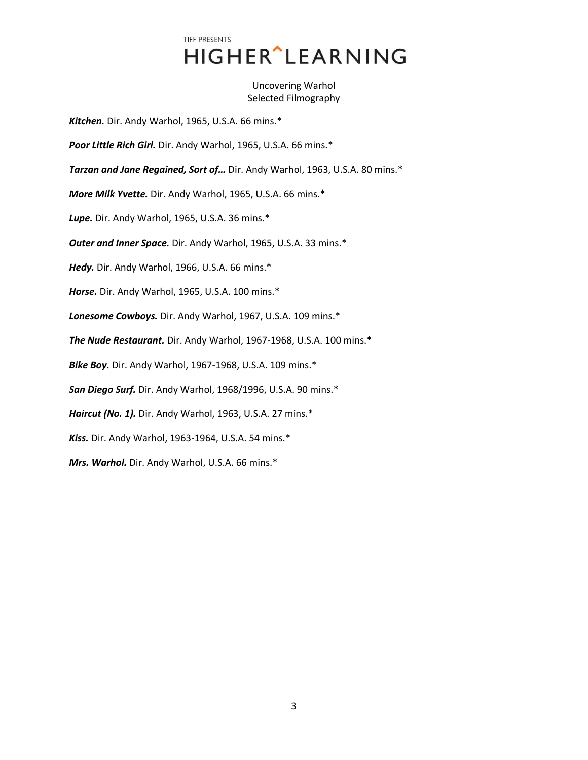TIFF PRESENTS

# HIGHER^LEARNING

Uncovering Warhol
Selected Filmography

***Kitchen.*** Dir. Andy Warhol, 1965, U.S.A. 66 mins.*

***Poor Little Rich Girl.*** Dir. Andy Warhol, 1965, U.S.A. 66 mins.*

***Tarzan and Jane Regained, Sort of…*** Dir. Andy Warhol, 1963, U.S.A. 80 mins.*

***More Milk Yvette.*** Dir. Andy Warhol, 1965, U.S.A. 66 mins.*

***Lupe.*** Dir. Andy Warhol, 1965, U.S.A. 36 mins.*

***Outer and Inner Space.*** Dir. Andy Warhol, 1965, U.S.A. 33 mins.*

***Hedy.*** Dir. Andy Warhol, 1966, U.S.A. 66 mins.*

***Horse.*** Dir. Andy Warhol, 1965, U.S.A. 100 mins.*

***Lonesome Cowboys.*** Dir. Andy Warhol, 1967, U.S.A. 109 mins.*

***The Nude Restaurant.*** Dir. Andy Warhol, 1967-1968, U.S.A. 100 mins.*

***Bike Boy.*** Dir. Andy Warhol, 1967-1968, U.S.A. 109 mins.*

***San Diego Surf.*** Dir. Andy Warhol, 1968/1996, U.S.A. 90 mins.*

***Haircut (No. 1).*** Dir. Andy Warhol, 1963, U.S.A. 27 mins.*

***Kiss.*** Dir. Andy Warhol, 1963-1964, U.S.A. 54 mins.*

***Mrs. Warhol.*** Dir. Andy Warhol, U.S.A. 66 mins.*